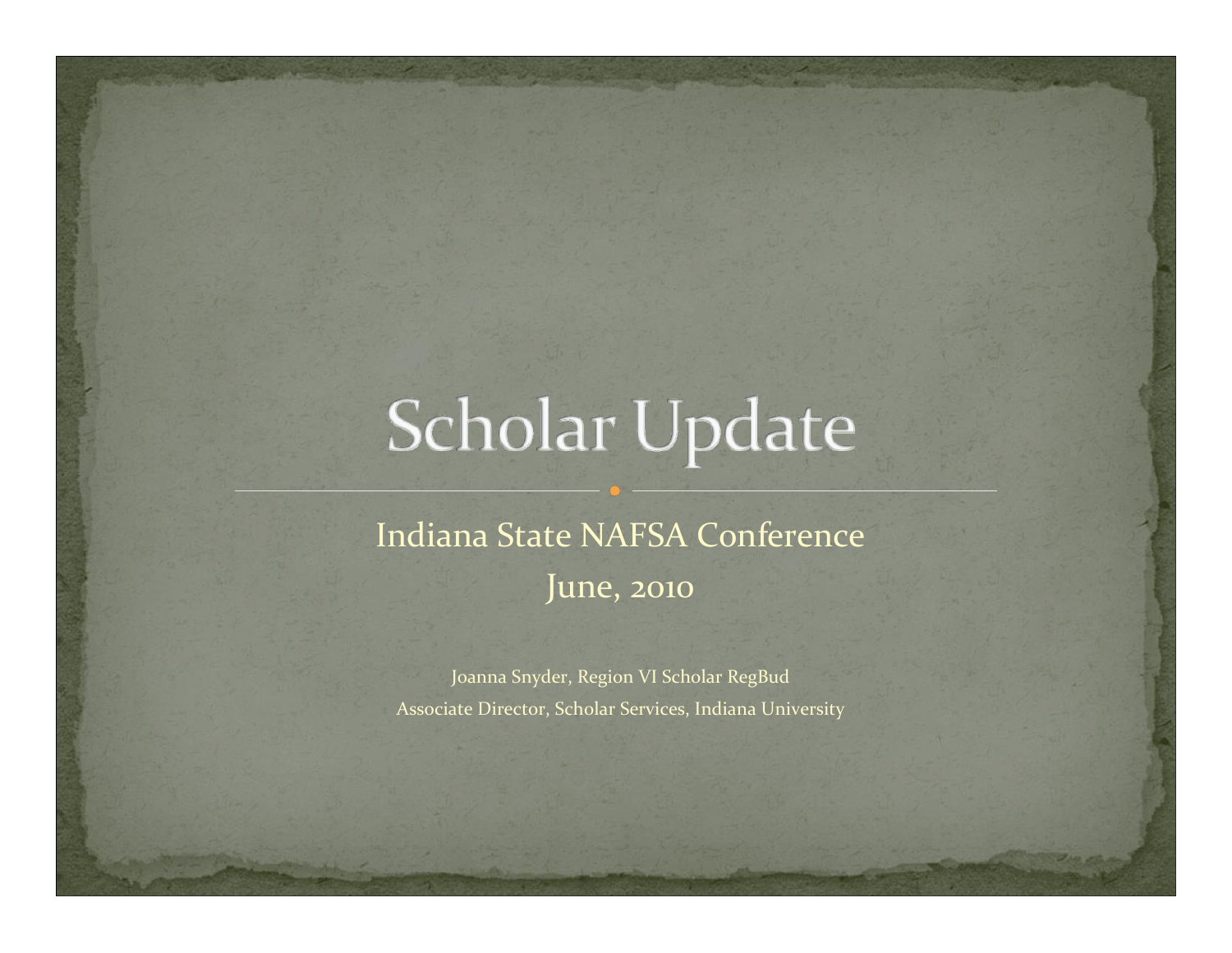# Scholar Update

Indiana State NAFSA Conference

June, 2010

Joanna Snyder, Region VI Scholar RegBud

Associate Director, Scholar Services, Indiana University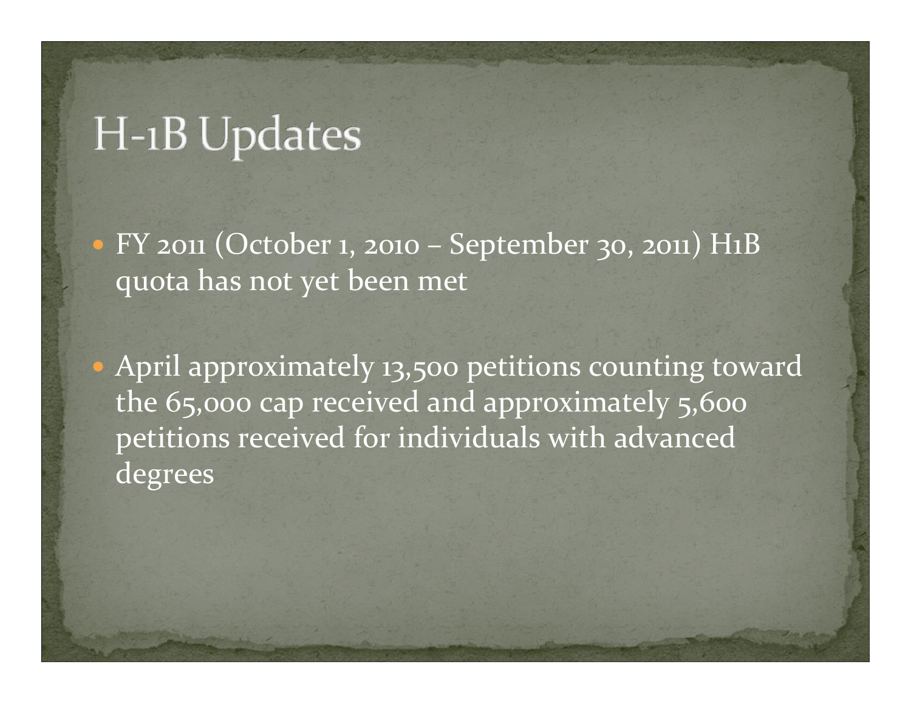# H-1B Updates

- FY 2011 (October 1, 2010 – September 30, 2011) H1B quota has not yet been met

- April approximately 13,500 petitions counting toward the 65,000 cap received and approximately 5,600 petitions received for individuals with advanced degrees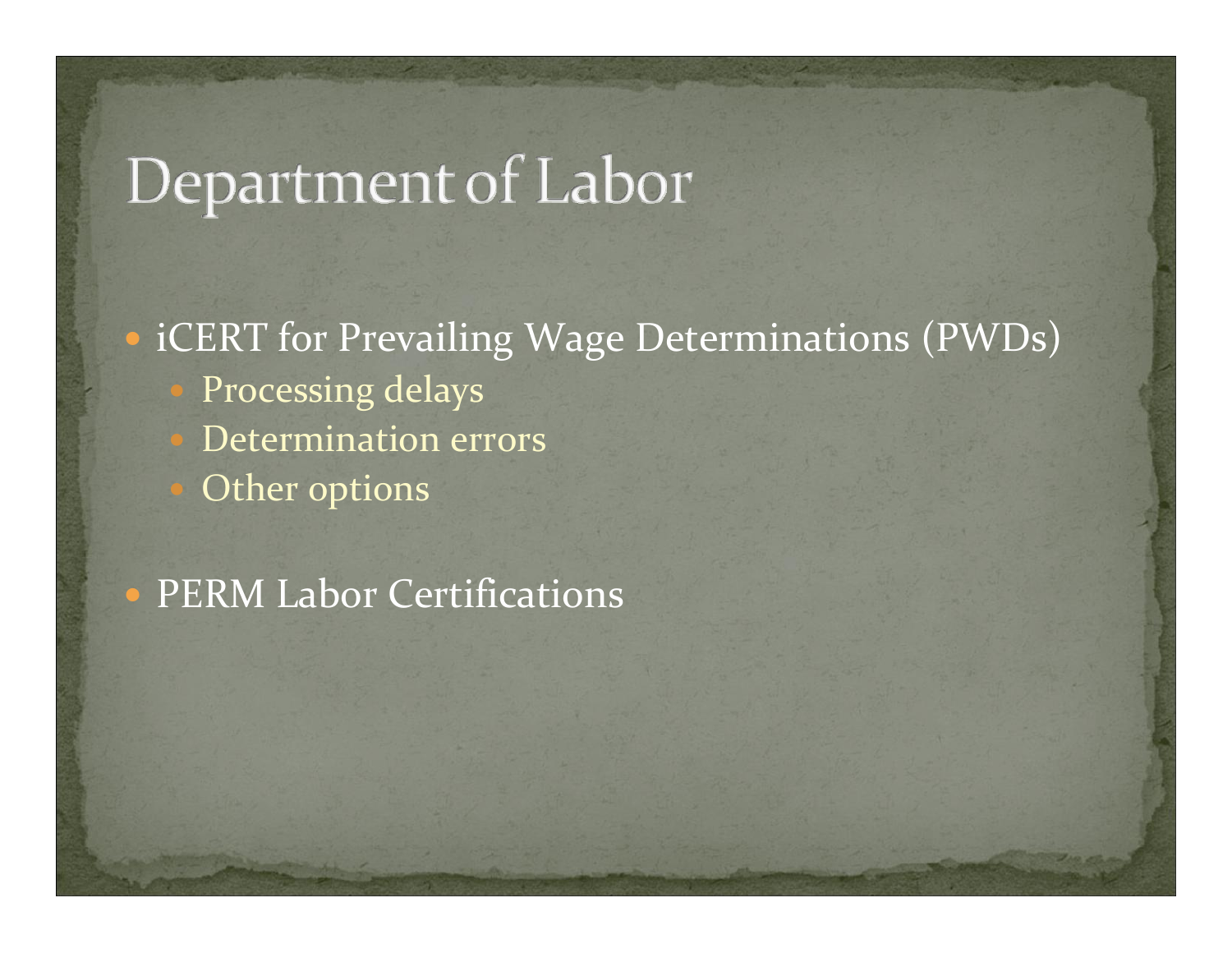# Department of Labor

- iCERT for Prevailing Wage Determinations (PWDs)
  - Processing delays
  - Determination errors
  - Other options
- PERM Labor Certifications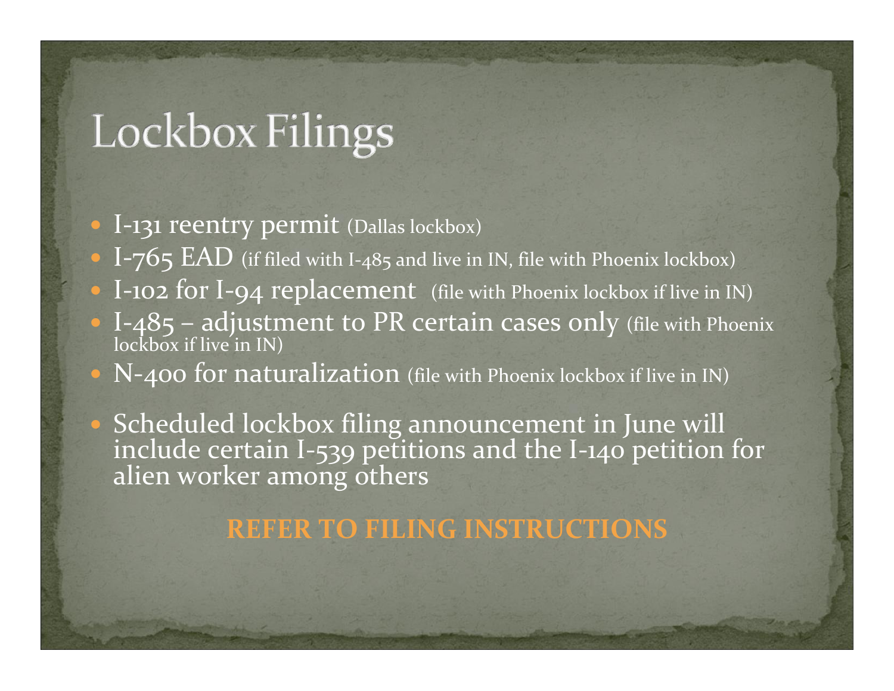# Lockbox Filings

- I-131 reentry permit (Dallas lockbox)
- I-765 EAD (if filed with I-485 and live in IN, file with Phoenix lockbox)
- I-102 for I-94 replacement (file with Phoenix lockbox if live in IN)
- I-485 – adjustment to PR certain cases only (file with Phoenix lockbox if live in IN)
- N-400 for naturalization (file with Phoenix lockbox if live in IN)

- Scheduled lockbox filing announcement in June will include certain I-539 petitions and the I-140 petition for alien worker among others

**REFER TO FILING INSTRUCTIONS**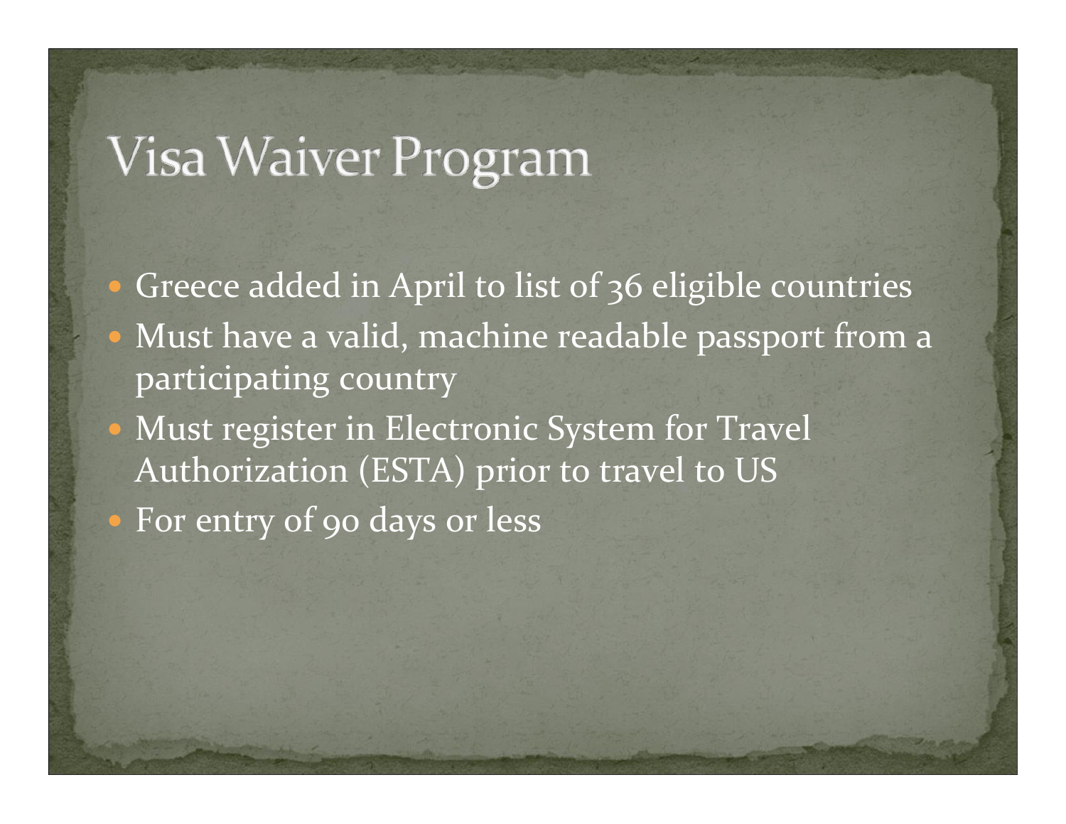# Visa Waiver Program

- Greece added in April to list of 36 eligible countries
- Must have a valid, machine readable passport from a participating country
- Must register in Electronic System for Travel Authorization (ESTA) prior to travel to US
- For entry of 90 days or less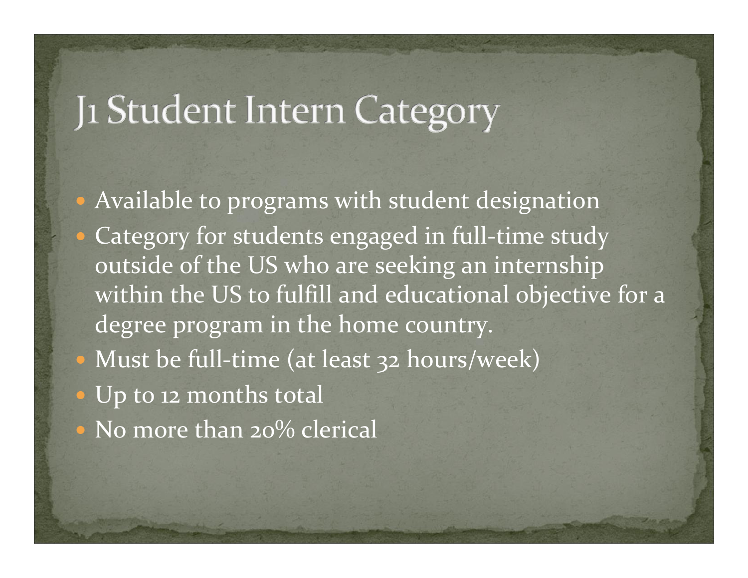# J1 Student Intern Category

- Available to programs with student designation
- Category for students engaged in full-time study outside of the US who are seeking an internship within the US to fulfill and educational objective for a degree program in the home country.
- Must be full-time (at least 32 hours/week)
- Up to 12 months total
- No more than 20% clerical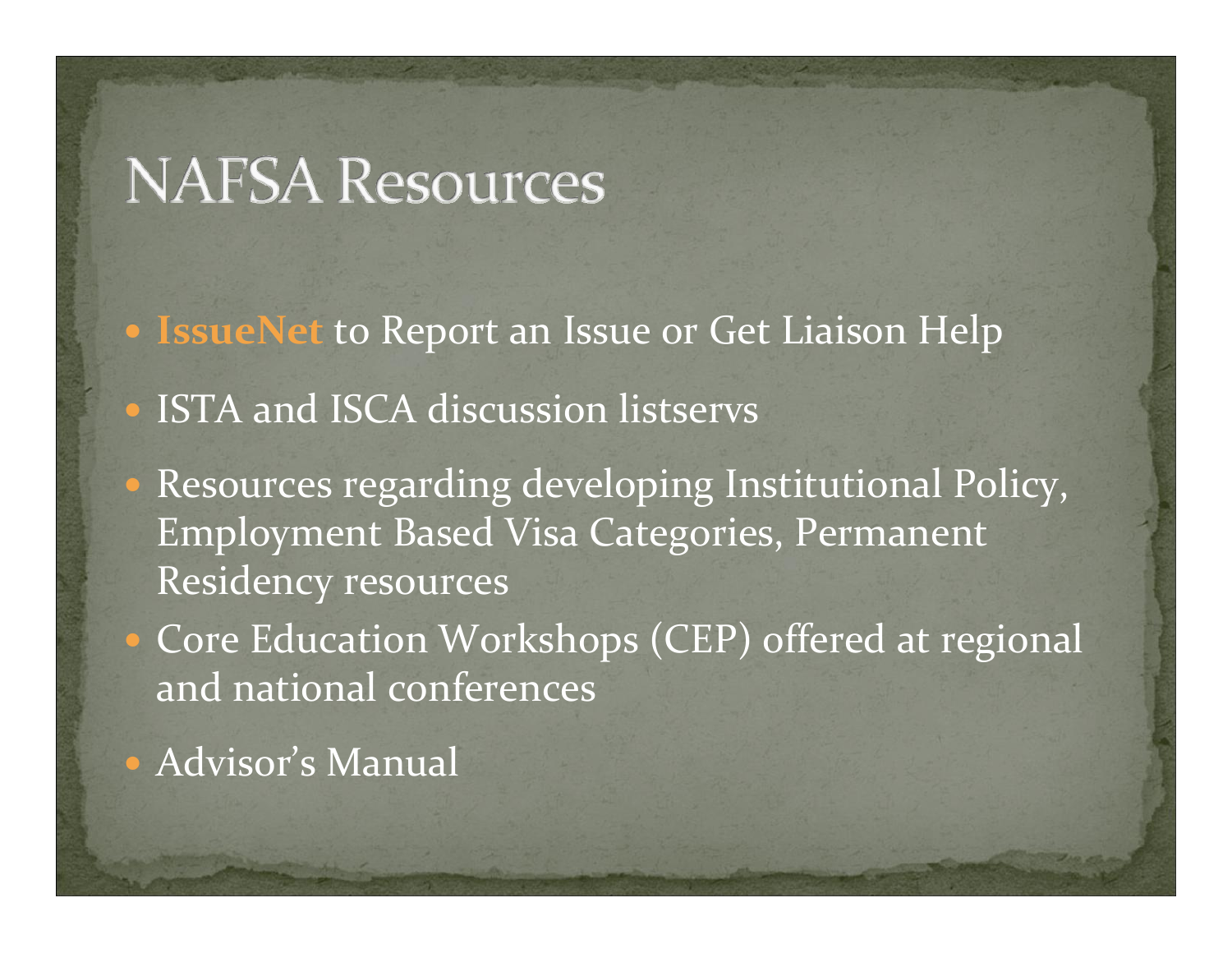# NAFSA Resources

- **IssueNet** to Report an Issue or Get Liaison Help
- ISTA and ISCA discussion listservs
- Resources regarding developing Institutional Policy, Employment Based Visa Categories, Permanent Residency resources
- Core Education Workshops (CEP) offered at regional and national conferences
- Advisor's Manual